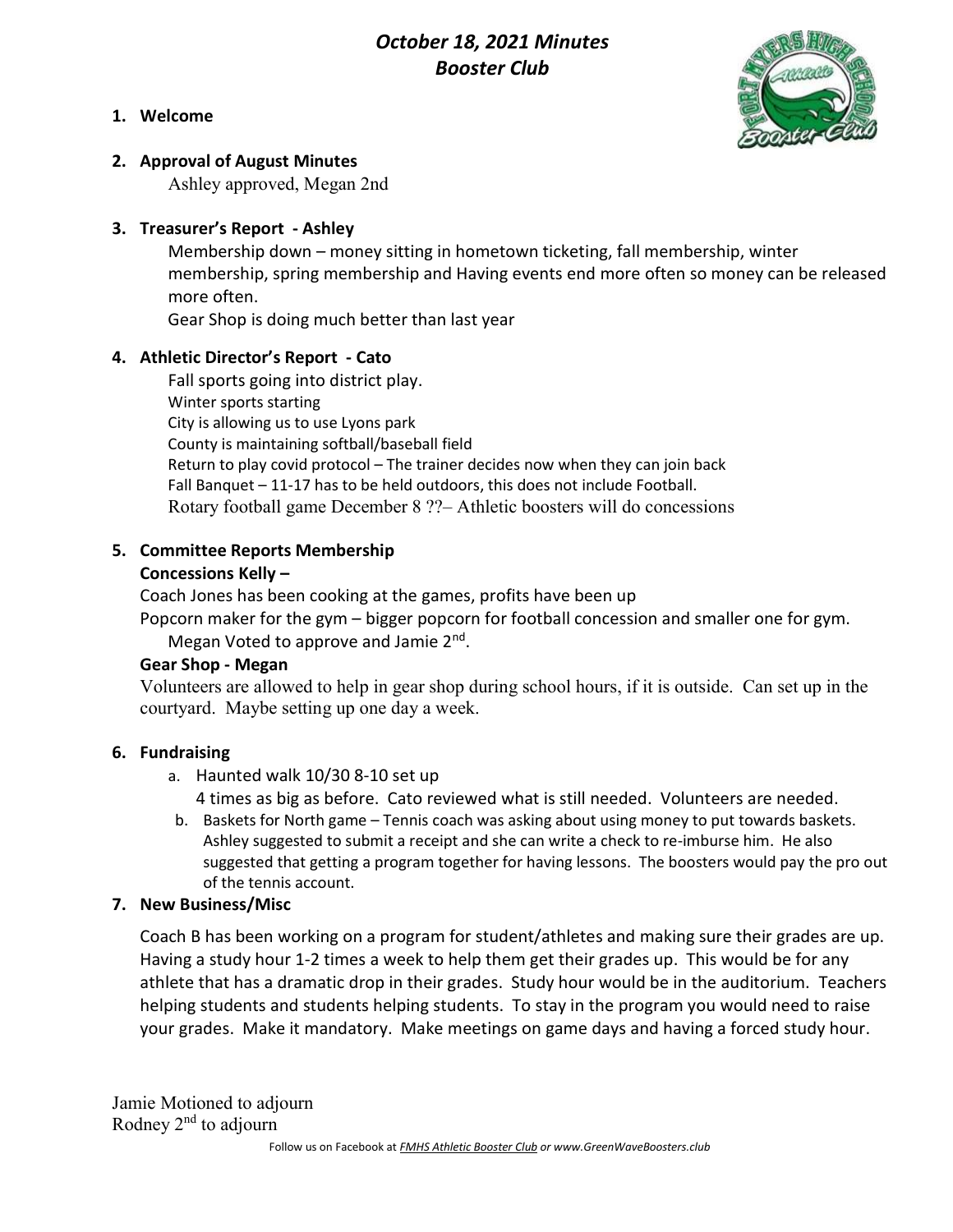# *October 18, 2021 Minutes*
# *Booster Club*

1. **Welcome**

2. **Approval of August Minutes**

   Ashley approved, Megan 2nd

3. **Treasurer's Report - Ashley**

   Membership down – money sitting in hometown ticketing, fall membership, winter membership, spring membership and Having events end more often so money can be released more often.

   Gear Shop is doing much better than last year

4. **Athletic Director's Report - Cato**

   Fall sports going into district play.
   Winter sports starting
   City is allowing us to use Lyons park
   County is maintaining softball/baseball field
   Return to play covid protocol – The trainer decides now when they can join back
   Fall Banquet – 11-17 has to be held outdoors, this does not include Football.
   Rotary football game December 8 ??– Athletic boosters will do concessions

5. **Committee Reports Membership**

   **Concessions Kelly –**

   Coach Jones has been cooking at the games, profits have been up

   Popcorn maker for the gym – bigger popcorn for football concession and smaller one for gym. Megan Voted to approve and Jamie 2nd.

   **Gear Shop - Megan**

   Volunteers are allowed to help in gear shop during school hours, if it is outside. Can set up in the courtyard. Maybe setting up one day a week.

6. **Fundraising**

   a. Haunted walk 10/30 8-10 set up
      4 times as big as before. Cato reviewed what is still needed. Volunteers are needed.

   b. Baskets for North game – Tennis coach was asking about using money to put towards baskets. Ashley suggested to submit a receipt and she can write a check to re-imburse him. He also suggested that getting a program together for having lessons. The boosters would pay the pro out of the tennis account.

7. **New Business/Misc**

   Coach B has been working on a program for student/athletes and making sure their grades are up. Having a study hour 1-2 times a week to help them get their grades up. This would be for any athlete that has a dramatic drop in their grades. Study hour would be in the auditorium. Teachers helping students and students helping students. To stay in the program you would need to raise your grades. Make it mandatory. Make meetings on game days and having a forced study hour.

Jamie Motioned to adjourn
Rodney 2nd to adjourn

Follow us on Facebook at *FMHS Athletic Booster Club or www.GreenWaveBoosters.club*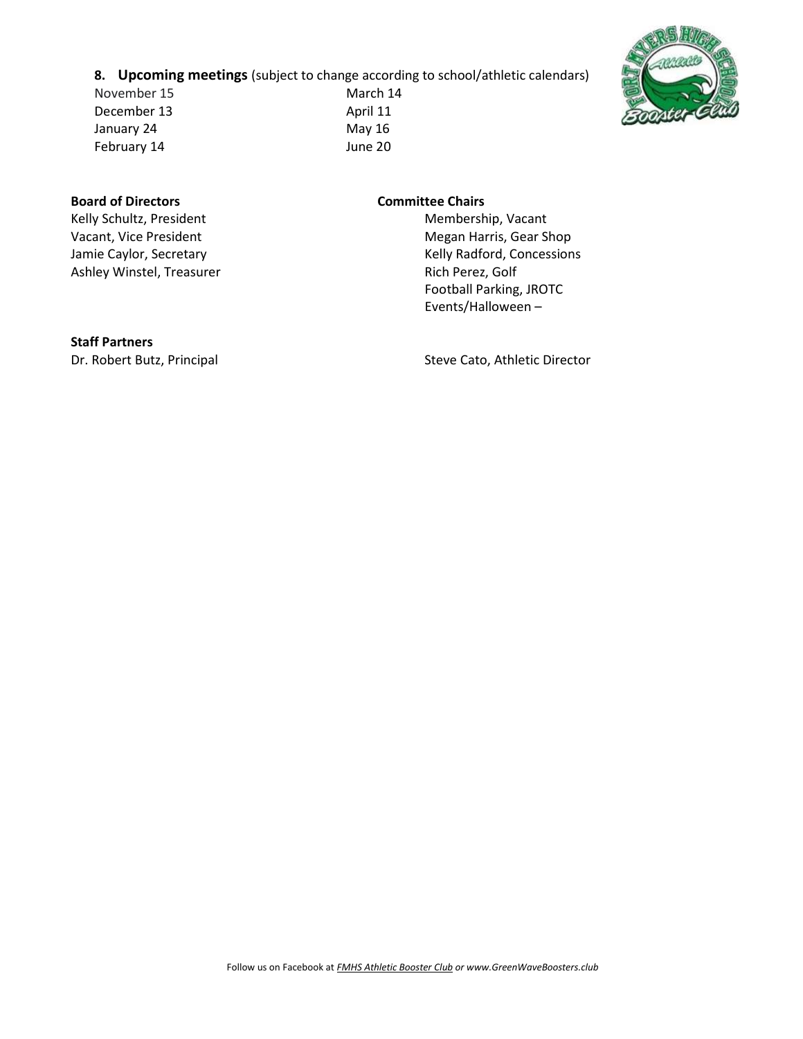## 8. Upcoming meetings (subject to change according to school/athletic calendars)

| | |
|---|---|
| November 15 | March 14 |
| December 13 | April 11 |
| January 24 | May 16 |
| February 14 | June 20 |

**Board of Directors**

Kelly Schultz, President
Vacant, Vice President
Jamie Caylor, Secretary
Ashley Winstel, Treasurer

**Committee Chairs**

Membership, Vacant
Megan Harris, Gear Shop
Kelly Radford, Concessions
Rich Perez, Golf
Football Parking, JROTC
Events/Halloween –

**Staff Partners**

Dr. Robert Butz, Principal

Steve Cato, Athletic Director

Follow us on Facebook at _FMHS Athletic Booster Club_ *or www.GreenWaveBoosters.club*